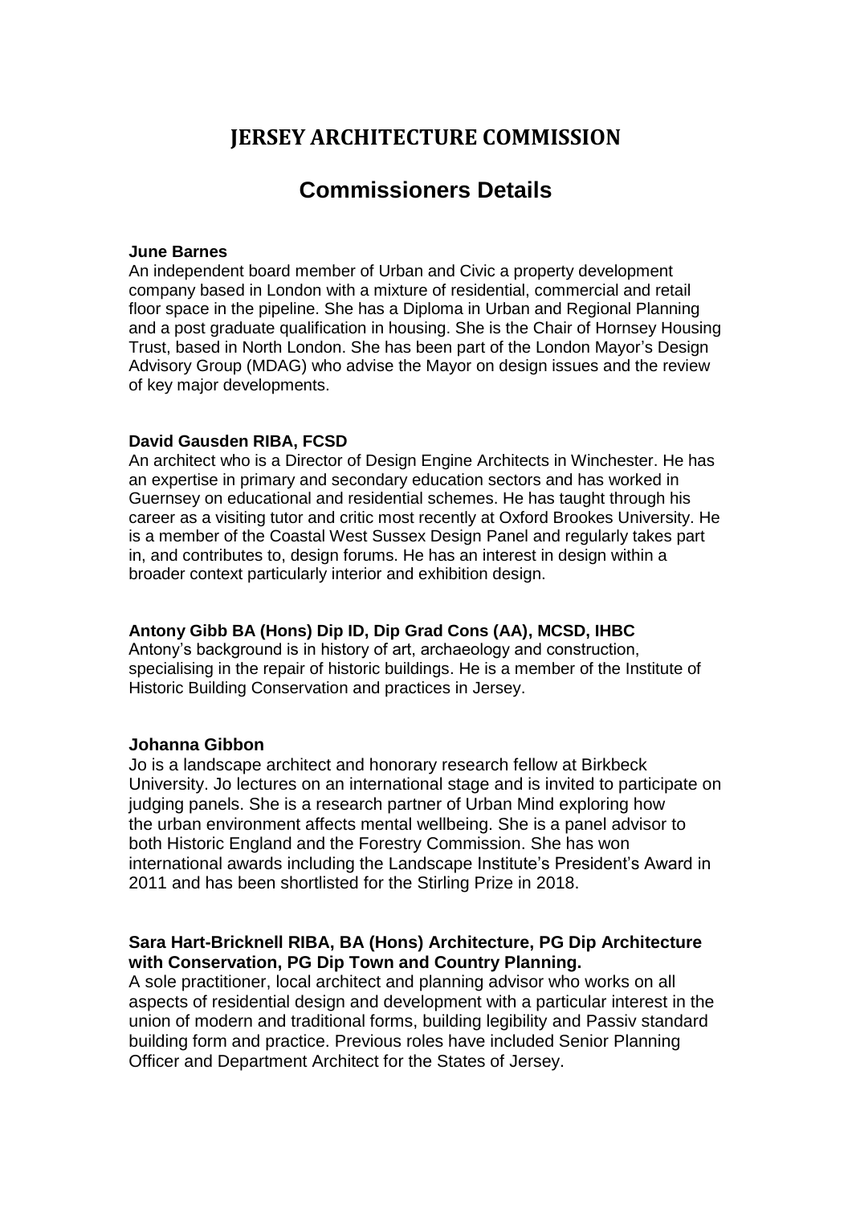# JERSEY ARCHITECTURE COMMISSION

## Commissioners Details

**June Barnes**
An independent board member of Urban and Civic a property development company based in London with a mixture of residential, commercial and retail floor space in the pipeline. She has a Diploma in Urban and Regional Planning and a post graduate qualification in housing. She is the Chair of Hornsey Housing Trust, based in North London. She has been part of the London Mayor's Design Advisory Group (MDAG) who advise the Mayor on design issues and the review of key major developments.

**David Gausden RIBA, FCSD**
An architect who is a Director of Design Engine Architects in Winchester. He has an expertise in primary and secondary education sectors and has worked in Guernsey on educational and residential schemes. He has taught through his career as a visiting tutor and critic most recently at Oxford Brookes University. He is a member of the Coastal West Sussex Design Panel and regularly takes part in, and contributes to, design forums. He has an interest in design within a broader context particularly interior and exhibition design.

**Antony Gibb BA (Hons) Dip ID, Dip Grad Cons (AA), MCSD, IHBC**
Antony's background is in history of art, archaeology and construction, specialising in the repair of historic buildings. He is a member of the Institute of Historic Building Conservation and practices in Jersey.

**Johanna Gibbon**
Jo is a landscape architect and honorary research fellow at Birkbeck University. Jo lectures on an international stage and is invited to participate on judging panels. She is a research partner of Urban Mind exploring how the urban environment affects mental wellbeing. She is a panel advisor to both Historic England and the Forestry Commission. She has won international awards including the Landscape Institute's President's Award in 2011 and has been shortlisted for the Stirling Prize in 2018.

**Sara Hart-Bricknell RIBA, BA (Hons) Architecture, PG Dip Architecture with Conservation, PG Dip Town and Country Planning.**
A sole practitioner, local architect and planning advisor who works on all aspects of residential design and development with a particular interest in the union of modern and traditional forms, building legibility and Passiv standard building form and practice. Previous roles have included Senior Planning Officer and Department Architect for the States of Jersey.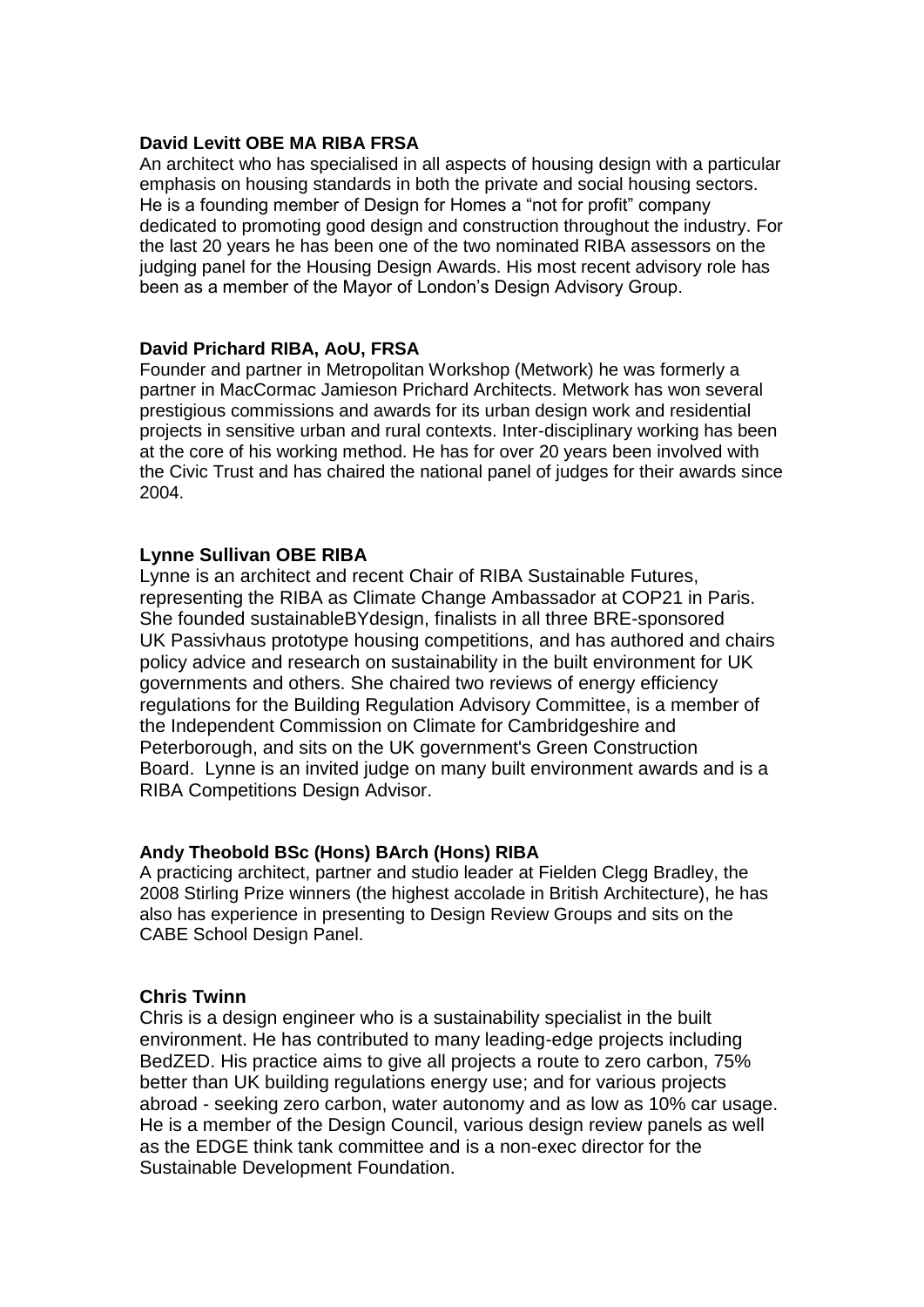**David Levitt OBE MA RIBA FRSA**

An architect who has specialised in all aspects of housing design with a particular emphasis on housing standards in both the private and social housing sectors. He is a founding member of Design for Homes a "not for profit" company dedicated to promoting good design and construction throughout the industry. For the last 20 years he has been one of the two nominated RIBA assessors on the judging panel for the Housing Design Awards. His most recent advisory role has been as a member of the Mayor of London's Design Advisory Group.

**David Prichard RIBA, AoU, FRSA**

Founder and partner in Metropolitan Workshop (Metwork) he was formerly a partner in MacCormac Jamieson Prichard Architects. Metwork has won several prestigious commissions and awards for its urban design work and residential projects in sensitive urban and rural contexts. Inter-disciplinary working has been at the core of his working method. He has for over 20 years been involved with the Civic Trust and has chaired the national panel of judges for their awards since 2004.

**Lynne Sullivan OBE RIBA**

Lynne is an architect and recent Chair of RIBA Sustainable Futures, representing the RIBA as Climate Change Ambassador at COP21 in Paris. She founded sustainableBYdesign, finalists in all three BRE-sponsored UK Passivhaus prototype housing competitions, and has authored and chairs policy advice and research on sustainability in the built environment for UK governments and others. She chaired two reviews of energy efficiency regulations for the Building Regulation Advisory Committee, is a member of the Independent Commission on Climate for Cambridgeshire and Peterborough, and sits on the UK government's Green Construction Board. Lynne is an invited judge on many built environment awards and is a RIBA Competitions Design Advisor.

**Andy Theobold BSc (Hons) BArch (Hons) RIBA**

A practicing architect, partner and studio leader at Fielden Clegg Bradley, the 2008 Stirling Prize winners (the highest accolade in British Architecture), he has also has experience in presenting to Design Review Groups and sits on the CABE School Design Panel.

**Chris Twinn**

Chris is a design engineer who is a sustainability specialist in the built environment. He has contributed to many leading-edge projects including BedZED. His practice aims to give all projects a route to zero carbon, 75% better than UK building regulations energy use; and for various projects abroad - seeking zero carbon, water autonomy and as low as 10% car usage. He is a member of the Design Council, various design review panels as well as the EDGE think tank committee and is a non-exec director for the Sustainable Development Foundation.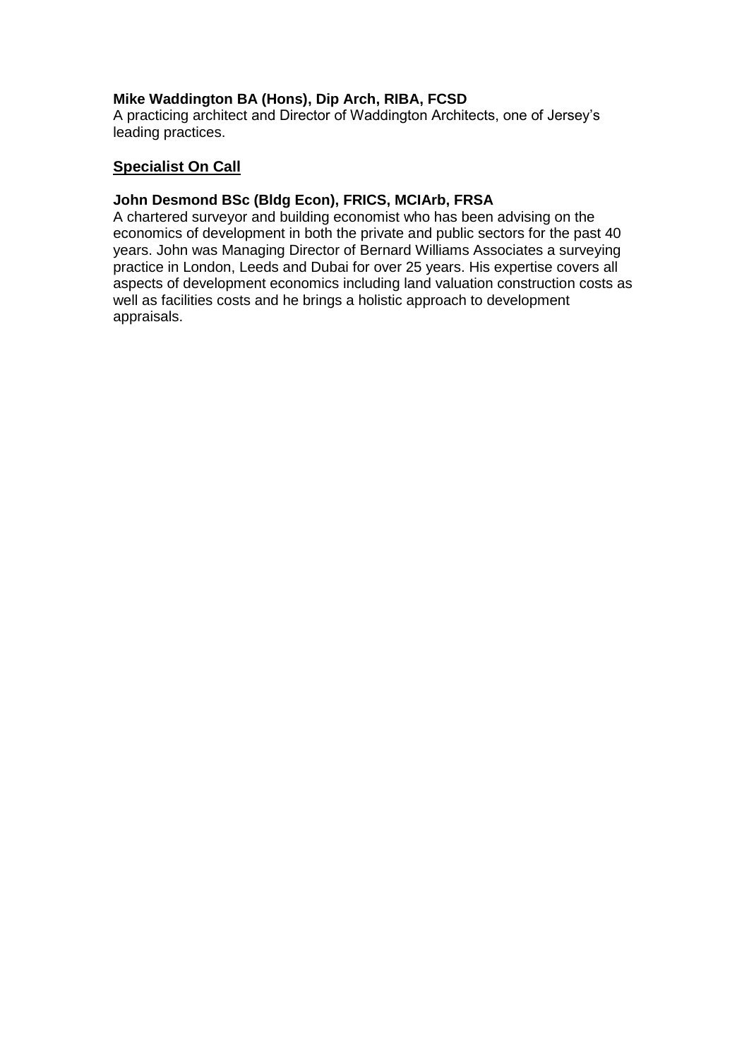**Mike Waddington BA (Hons), Dip Arch, RIBA, FCSD**
A practicing architect and Director of Waddington Architects, one of Jersey's leading practices.

## Specialist On Call

**John Desmond BSc (Bldg Econ), FRICS, MCIArb, FRSA**
A chartered surveyor and building economist who has been advising on the economics of development in both the private and public sectors for the past 40 years. John was Managing Director of Bernard Williams Associates a surveying practice in London, Leeds and Dubai for over 25 years. His expertise covers all aspects of development economics including land valuation construction costs as well as facilities costs and he brings a holistic approach to development appraisals.